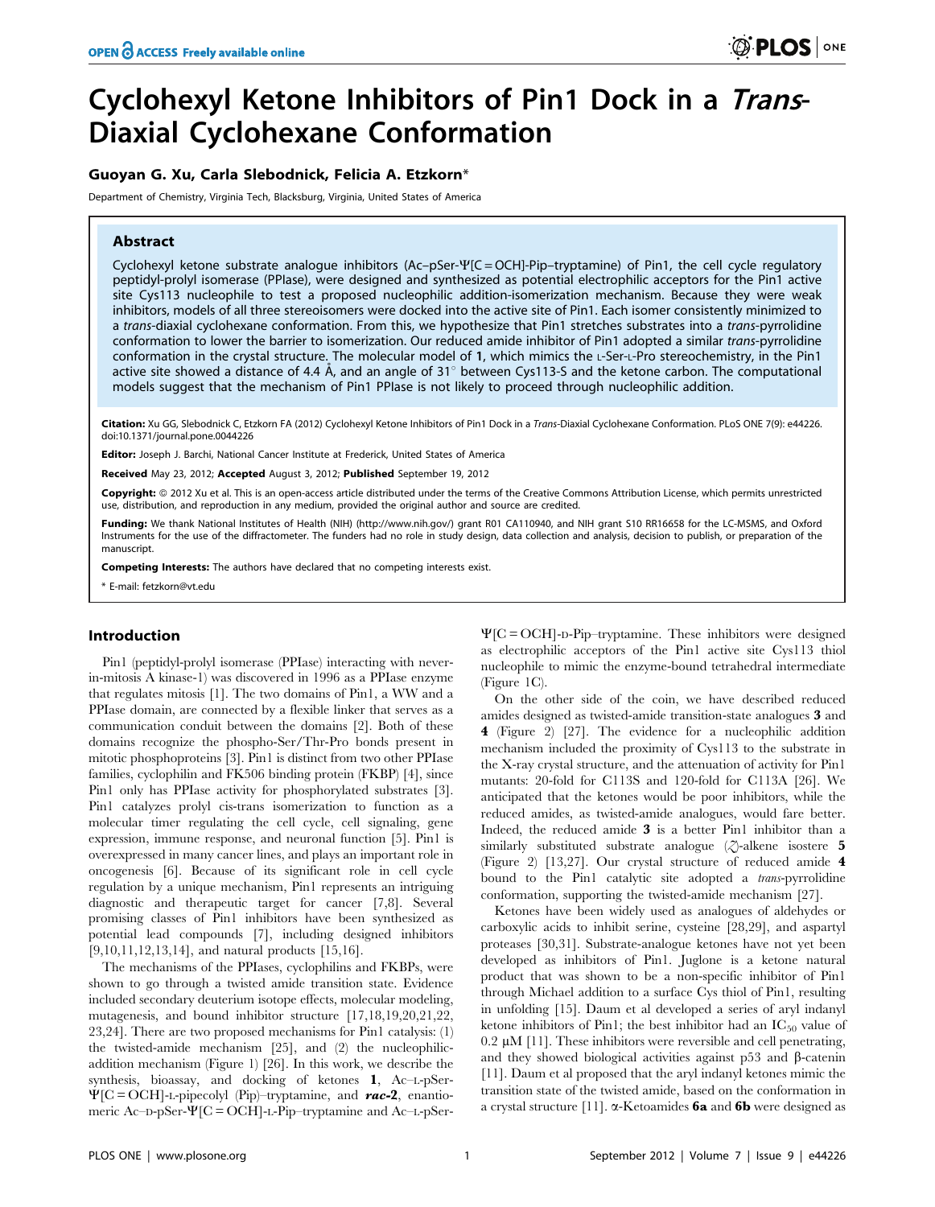# Cyclohexyl Ketone Inhibitors of Pin1 Dock in a *Trans*-Diaxial Cyclohexane Conformation

**Guoyan G. Xu, Carla Slebodnick, Felicia A. Etzkorn***

Department of Chemistry, Virginia Tech, Blacksburg, Virginia, United States of America

## Abstract

Cyclohexyl ketone substrate analogue inhibitors (Ac–pSer-Ψ[C = OCH]-Pip–tryptamine) of Pin1, the cell cycle regulatory peptidyl-prolyl isomerase (PPIase), were designed and synthesized as potential electrophilic acceptors for the Pin1 active site Cys113 nucleophile to test a proposed nucleophilic addition-isomerization mechanism. Because they were weak inhibitors, models of all three stereoisomers were docked into the active site of Pin1. Each isomer consistently minimized to a *trans*-diaxial cyclohexane conformation. From this, we hypothesize that Pin1 stretches substrates into a *trans*-pyrrolidine conformation to lower the barrier to isomerization. Our reduced amide inhibitor of Pin1 adopted a similar *trans*-pyrrolidine conformation in the crystal structure. The molecular model of **1**, which mimics the L-Ser-L-Pro stereochemistry, in the Pin1 active site showed a distance of 4.4 Å, and an angle of 31° between Cys113-S and the ketone carbon. The computational models suggest that the mechanism of Pin1 PPIase is not likely to proceed through nucleophilic addition.

**Citation:** Xu GG, Slebodnick C, Etzkorn FA (2012) Cyclohexyl Ketone Inhibitors of Pin1 Dock in a *Trans*-Diaxial Cyclohexane Conformation. PLoS ONE 7(9): e44226. doi:10.1371/journal.pone.0044226

**Editor:** Joseph J. Barchi, National Cancer Institute at Frederick, United States of America

**Received** May 23, 2012; **Accepted** August 3, 2012; **Published** September 19, 2012

**Copyright:** © 2012 Xu et al. This is an open-access article distributed under the terms of the Creative Commons Attribution License, which permits unrestricted use, distribution, and reproduction in any medium, provided the original author and source are credited.

**Funding:** We thank National Institutes of Health (NIH) (http://www.nih.gov/) grant R01 CA110940, and NIH grant S10 RR16658 for the LC-MSMS, and Oxford Instruments for the use of the diffractometer. The funders had no role in study design, data collection and analysis, decision to publish, or preparation of the manuscript.

**Competing Interests:** The authors have declared that no competing interests exist.

\* E-mail: fetzkorn@vt.edu

## Introduction

Pin1 (peptidyl-prolyl isomerase (PPIase) interacting with never-in-mitosis A kinase-1) was discovered in 1996 as a PPIase enzyme that regulates mitosis [1]. The two domains of Pin1, a WW and a PPIase domain, are connected by a flexible linker that serves as a communication conduit between the domains [2]. Both of these domains recognize the phospho-Ser/Thr-Pro bonds present in mitotic phosphoproteins [3]. Pin1 is distinct from two other PPIase families, cyclophilin and FK506 binding protein (FKBP) [4], since Pin1 only has PPIase activity for phosphorylated substrates [3]. Pin1 catalyzes prolyl cis-trans isomerization to function as a molecular timer regulating the cell cycle, cell signaling, gene expression, immune response, and neuronal function [5]. Pin1 is overexpressed in many cancer lines, and plays an important role in oncogenesis [6]. Because of its significant role in cell cycle regulation by a unique mechanism, Pin1 represents an intriguing diagnostic and therapeutic target for cancer [7,8]. Several promising classes of Pin1 inhibitors have been synthesized as potential lead compounds [7], including designed inhibitors [9,10,11,12,13,14], and natural products [15,16].

The mechanisms of the PPIases, cyclophilins and FKBPs, were shown to go through a twisted amide transition state. Evidence included secondary deuterium isotope effects, molecular modeling, mutagenesis, and bound inhibitor structure [17,18,19,20,21,22,23,24]. There are two proposed mechanisms for Pin1 catalysis: (1) the twisted-amide mechanism [25], and (2) the nucleophilic-addition mechanism (Figure 1) [26]. In this work, we describe the synthesis, bioassay, and docking of ketones **1**, Ac–L-pSer-Ψ[C = OCH]-L-pipecolyl (Pip)–tryptamine, and ***rac*-2**, enantiomeric Ac–D-pSer-Ψ[C = OCH]-L-Pip–tryptamine and Ac–L-pSer-Ψ[C = OCH]-D-Pip–tryptamine. These inhibitors were designed as electrophilic acceptors of the Pin1 active site Cys113 thiol nucleophile to mimic the enzyme-bound tetrahedral intermediate (Figure 1C).

On the other side of the coin, we have described reduced amides designed as twisted-amide transition-state analogues **3** and **4** (Figure 2) [27]. The evidence for a nucleophilic addition mechanism included the proximity of Cys113 to the substrate in the X-ray crystal structure, and the attenuation of activity for Pin1 mutants: 20-fold for C113S and 120-fold for C113A [26]. We anticipated that the ketones would be poor inhibitors, while the reduced amides, as twisted-amide analogues, would fare better. Indeed, the reduced amide **3** is a better Pin1 inhibitor than a similarly substituted substrate analogue (*Z*)-alkene isostere **5** (Figure 2) [13,27]. Our crystal structure of reduced amide **4** bound to the Pin1 catalytic site adopted a *trans*-pyrrolidine conformation, supporting the twisted-amide mechanism [27].

Ketones have been widely used as analogues of aldehydes or carboxylic acids to inhibit serine, cysteine [28,29], and aspartyl proteases [30,31]. Substrate-analogue ketones have not yet been developed as inhibitors of Pin1. Juglone is a ketone natural product that was shown to be a non-specific inhibitor of Pin1 through Michael addition to a surface Cys thiol of Pin1, resulting in unfolding [15]. Daum et al developed a series of aryl indanyl ketone inhibitors of Pin1; the best inhibitor had an $IC_{50}$ value of 0.2 μM [11]. These inhibitors were reversible and cell penetrating, and they showed biological activities against p53 and β-catenin [11]. Daum et al proposed that the aryl indanyl ketones mimic the transition state of the twisted amide, based on the conformation in a crystal structure [11]. α-Ketoamides **6a** and **6b** were designed as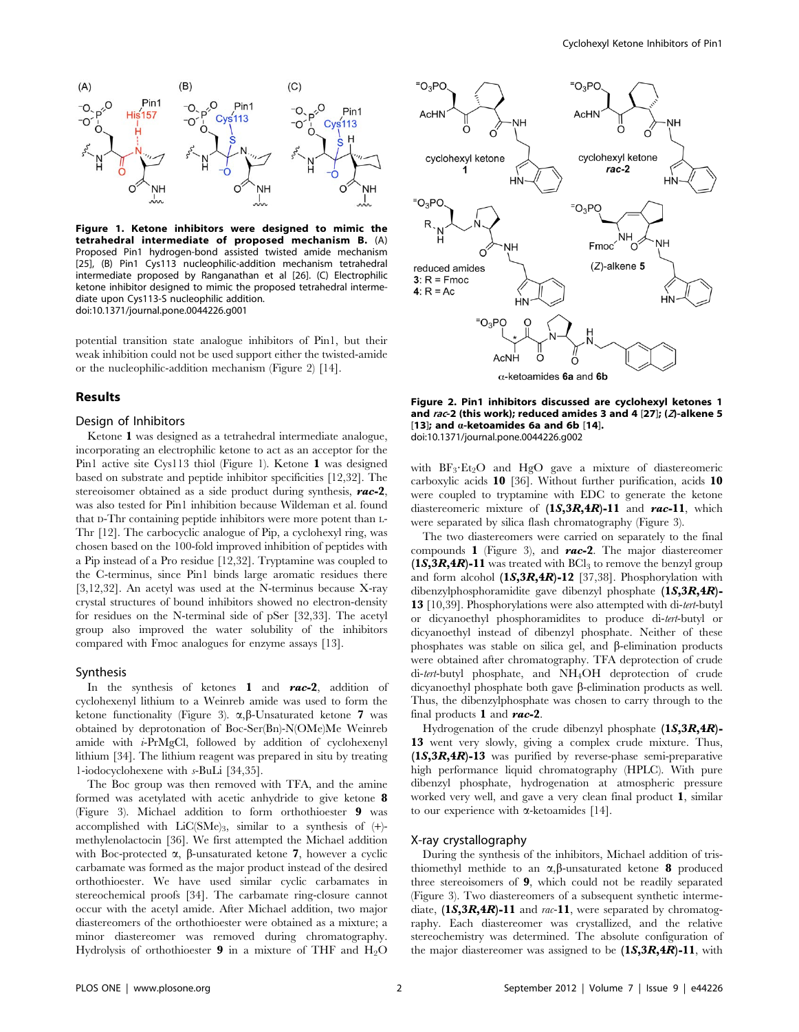**Figure 1. Ketone inhibitors were designed to mimic the tetrahedral intermediate of proposed mechanism B.** (A) Proposed Pin1 hydrogen-bond assisted twisted amide mechanism [25], (B) Pin1 Cys113 nucleophilic-addition mechanism tetrahedral intermediate proposed by Ranganathan et al [26]. (C) Electrophilic ketone inhibitor designed to mimic the proposed tetrahedral intermediate upon Cys113-S nucleophilic addition.
doi:10.1371/journal.pone.0044226.g001

potential transition state analogue inhibitors of Pin1, but their weak inhibition could not be used support either the twisted-amide or the nucleophilic-addition mechanism (Figure 2) [14].

## Results

### Design of Inhibitors

Ketone **1** was designed as a tetrahedral intermediate analogue, incorporating an electrophilic ketone to act as an acceptor for the Pin1 active site Cys113 thiol (Figure 1). Ketone **1** was designed based on substrate and peptide inhibitor specificities [12,32]. The stereoisomer obtained as a side product during synthesis, ***rac*-2**, was also tested for Pin1 inhibition because Wildeman et al. found that D-Thr containing peptide inhibitors were more potent than L-Thr [12]. The carbocyclic analogue of Pip, a cyclohexyl ring, was chosen based on the 100-fold improved inhibition of peptides with a Pip instead of a Pro residue [12,32]. Tryptamine was coupled to the C-terminus, since Pin1 binds large aromatic residues there [3,12,32]. An acetyl was used at the N-terminus because X-ray crystal structures of bound inhibitors showed no electron-density for residues on the N-terminal side of pSer [32,33]. The acetyl group also improved the water solubility of the inhibitors compared with Fmoc analogues for enzyme assays [13].

### Synthesis

In the synthesis of ketones **1** and ***rac*-2**, addition of cyclohexenyl lithium to a Weinreb amide was used to form the ketone functionality (Figure 3). α,β-Unsaturated ketone **7** was obtained by deprotonation of Boc-Ser(Bn)-N(OMe)Me Weinreb amide with *i*-PrMgCl, followed by addition of cyclohexenyl lithium [34]. The lithium reagent was prepared in situ by treating 1-iodocyclohexene with *s*-BuLi [34,35].

The Boc group was then removed with TFA, and the amine formed was acetylated with acetic anhydride to give ketone **8** (Figure 3). Michael addition to form orthothioester **9** was accomplished with $LiC(SMe)_3$, similar to a synthesis of (+)-methylenolactocin [36]. We first attempted the Michael addition with Boc-protected α, β-unsaturated ketone **7**, however a cyclic carbamate was formed as the major product instead of the desired orthothioester. We have used similar cyclic carbamates in stereochemical proofs [34]. The carbamate ring-closure cannot occur with the acetyl amide. After Michael addition, two major diastereomers of the orthothioester were obtained as a mixture; a minor diastereomer was removed during chromatography. Hydrolysis of orthothioester **9** in a mixture of THF and $H_2O$ with $BF_3{\cdot}Et_2O$ and HgO gave a mixture of diastereomeric carboxylic acids **10** [36]. Without further purification, acids **10** were coupled to tryptamine with EDC to generate the ketone diastereomeric mixture of **(1*S*,3*R*,4*R*)-11** and ***rac*-11**, which were separated by silica flash chromatography (Figure 3).

**Figure 2. Pin1 inhibitors discussed are cyclohexyl ketones 1 and *rac*-2 (this work); reduced amides 3 and 4 [27]; (*Z*)-alkene 5 [13]; and α-ketoamides 6a and 6b [14].**
doi:10.1371/journal.pone.0044226.g002

The two diastereomers were carried on separately to the final compounds **1** (Figure 3), and ***rac*-2**. The major diastereomer **(1*S*,3*R*,4*R*)-11** was treated with $BCl_3$ to remove the benzyl group and form alcohol **(1*S*,3*R*,4*R*)-12** [37,38]. Phosphorylation with dibenzylphosphoramidite gave dibenzyl phosphate **(1*S*,3*R*,4*R*)-13** [10,39]. Phosphorylations were also attempted with di-*tert*-butyl or dicyanoethyl phosphoramidites to produce di-*tert*-butyl or dicyanoethyl instead of dibenzyl phosphate. Neither of these phosphates was stable on silica gel, and β-elimination products were obtained after chromatography. TFA deprotection of crude di-*tert*-butyl phosphate, and $NH_4OH$ deprotection of crude dicyanoethyl phosphate both gave β-elimination products as well. Thus, the dibenzylphosphate was chosen to carry through to the final products **1** and ***rac*-2**.

Hydrogenation of the crude dibenzyl phosphate **(1*S*,3*R*,4*R*)-13** went very slowly, giving a complex crude mixture. Thus, **(1*S*,3*R*,4*R*)-13** was purified by reverse-phase semi-preparative high performance liquid chromatography (HPLC). With pure dibenzyl phosphate, hydrogenation at atmospheric pressure worked very well, and gave a very clean final product **1**, similar to our experience with α-ketoamides [14].

### X-ray crystallography

During the synthesis of the inhibitors, Michael addition of tris-thiomethyl methide to an α,β-unsaturated ketone **8** produced three stereoisomers of **9**, which could not be readily separated (Figure 3). Two diastereomers of a subsequent synthetic intermediate, **(1*S*,3*R*,4*R*)-11** and *rac*-**11**, were separated by chromatography. Each diastereomer was crystallized, and the relative stereochemistry was determined. The absolute configuration of the major diastereomer was assigned to be **(1*S*,3*R*,4*R*)-11**, with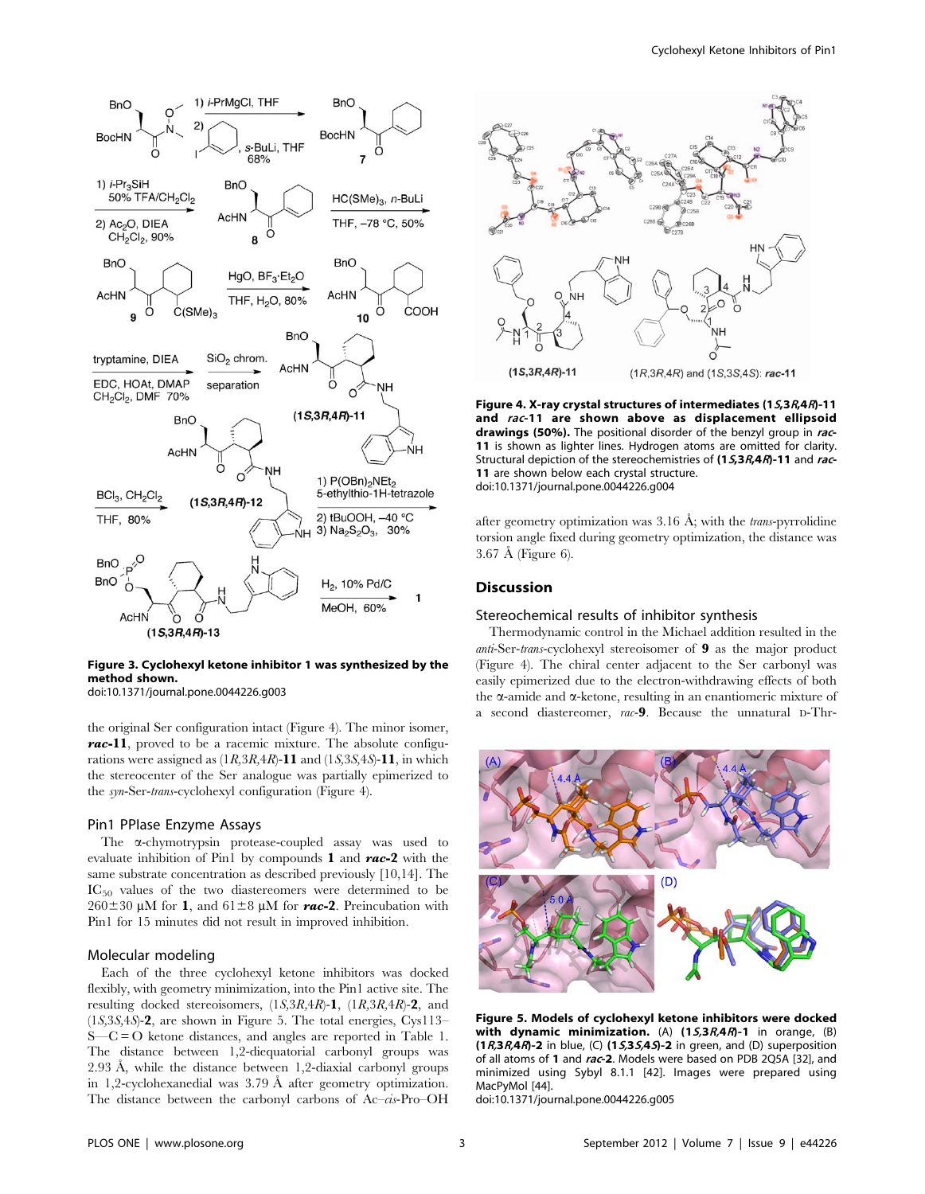**Figure 3. Cyclohexyl ketone inhibitor 1 was synthesized by the method shown.**
doi:10.1371/journal.pone.0044226.g003

the original Ser configuration intact (Figure 4). The minor isomer, ***rac*-11**, proved to be a racemic mixture. The absolute configurations were assigned as (1*R*,3*R*,4*R*)-**11** and (1*S*,3*S*,4*S*)-**11**, in which the stereocenter of the Ser analogue was partially epimerized to the *syn*-Ser-*trans*-cyclohexyl configuration (Figure 4).

### Pin1 PPlase Enzyme Assays

The α-chymotrypsin protease-coupled assay was used to evaluate inhibition of Pin1 by compounds **1** and ***rac*-2** with the same substrate concentration as described previously [10,14]. The $IC_{50}$ values of the two diastereomers were determined to be 260±30 μM for **1**, and 61±8 μM for ***rac*-2**. Preincubation with Pin1 for 15 minutes did not result in improved inhibition.

### Molecular modeling

Each of the three cyclohexyl ketone inhibitors was docked flexibly, with geometry minimization, into the Pin1 active site. The resulting docked stereoisomers, (1*S*,3*R*,4*R*)-**1**, (1*R*,3*R*,4*R*)-**2**, and (1*S*,3*S*,4*S*)-**2**, are shown in Figure 5. The total energies, Cys113–S—C = O ketone distances, and angles are reported in Table 1. The distance between 1,2-diequatorial carbonyl groups was 2.93 Å, while the distance between 1,2-diaxial carbonyl groups in 1,2-cyclohexanedial was 3.79 Å after geometry optimization. The distance between the carbonyl carbons of Ac–*cis*-Pro–OH after geometry optimization was 3.16 Å; with the *trans*-pyrrolidine torsion angle fixed during geometry optimization, the distance was 3.67 Å (Figure 6).

**Figure 4. X-ray crystal structures of intermediates (1*S*,3*R*,4*R*)-11 and *rac*-11 are shown above as displacement ellipsoid drawings (50%).** The positional disorder of the benzyl group in ***rac*-11** is shown as lighter lines. Hydrogen atoms are omitted for clarity. Structural depiction of the stereochemistries of **(1*S*,3*R*,4*R*)-11** and ***rac*-11** are shown below each crystal structure.
doi:10.1371/journal.pone.0044226.g004

## Discussion

### Stereochemical results of inhibitor synthesis

Thermodynamic control in the Michael addition resulted in the *anti*-Ser-*trans*-cyclohexyl stereoisomer of **9** as the major product (Figure 4). The chiral center adjacent to the Ser carbonyl was easily epimerized due to the electron-withdrawing effects of both the α-amide and α-ketone, resulting in an enantiomeric mixture of a second diastereomer, *rac*-**9**. Because the unnatural D-Thr-

**Figure 5. Models of cyclohexyl ketone inhibitors were docked with dynamic minimization.** (A) **(1*S*,3*R*,4*R*)-1** in orange, (B) **(1*R*,3*R*,4*R*)-2** in blue, (C) **(1*S*,3*S*,4*S*)-2** in green, and (D) superposition of all atoms of **1** and ***rac*-2**. Models were based on PDB 2Q5A [32], and minimized using Sybyl 8.1.1 [42]. Images were prepared using MacPyMol [44].
doi:10.1371/journal.pone.0044226.g005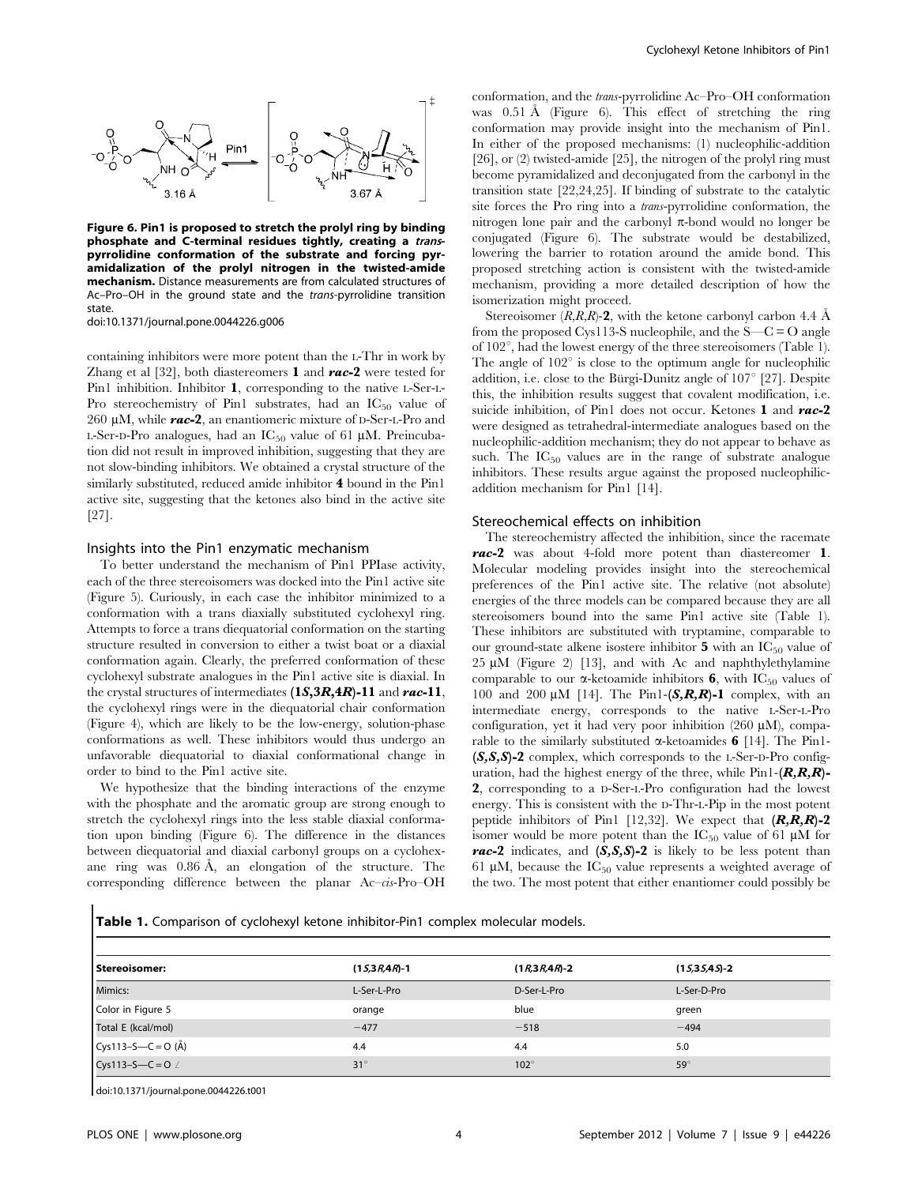3.16 Å

Pin1

3.67 Å

‡

**Figure 6. Pin1 is proposed to stretch the prolyl ring by binding phosphate and C-terminal residues tightly, creating a *trans*-pyrrolidine conformation of the substrate and forcing pyramidalization of the prolyl nitrogen in the twisted-amide mechanism.** Distance measurements are from calculated structures of Ac–Pro–OH in the ground state and the *trans*-pyrrolidine transition state.

doi:10.1371/journal.pone.0044226.g006

containing inhibitors were more potent than the L-Thr in work by Zhang et al [32], both diastereomers **1** and ***rac*-2** were tested for Pin1 inhibition. Inhibitor **1**, corresponding to the native L-Ser-L-Pro stereochemistry of Pin1 substrates, had an $IC_{50}$ value of 260 µM, while ***rac*-2**, an enantiomeric mixture of D-Ser-L-Pro and L-Ser-D-Pro analogues, had an $IC_{50}$ value of 61 µM. Preincubation did not result in improved inhibition, suggesting that they are not slow-binding inhibitors. We obtained a crystal structure of the similarly substituted, reduced amide inhibitor **4** bound in the Pin1 active site, suggesting that the ketones also bind in the active site [27].

### Insights into the Pin1 enzymatic mechanism

To better understand the mechanism of Pin1 PPIase activity, each of the three stereoisomers was docked into the Pin1 active site (Figure 5). Curiously, in each case the inhibitor minimized to a conformation with a trans diaxially substituted cyclohexyl ring. Attempts to force a trans diequatorial conformation on the starting structure resulted in conversion to either a twist boat or a diaxial conformation again. Clearly, the preferred conformation of these cyclohexyl substrate analogues in the Pin1 active site is diaxial. In the crystal structures of intermediates **(1*S*,3*R*,4*R*)-11** and ***rac*-11**, the cyclohexyl rings were in the diequatorial chair conformation (Figure 4), which are likely to be the low-energy, solution-phase conformations as well. These inhibitors would thus undergo an unfavorable diequatorial to diaxial conformational change in order to bind to the Pin1 active site.

We hypothesize that the binding interactions of the enzyme with the phosphate and the aromatic group are strong enough to stretch the cyclohexyl rings into the less stable diaxial conformation upon binding (Figure 6). The difference in the distances between diequatorial and diaxial carbonyl groups on a cyclohexane ring was 0.86 Å, an elongation of the structure. The corresponding difference between the planar Ac–*cis*-Pro–OH conformation, and the *trans*-pyrrolidine Ac–Pro–OH conformation was 0.51 Å (Figure 6). This effect of stretching the ring conformation may provide insight into the mechanism of Pin1. In either of the proposed mechanisms: (1) nucleophilic-addition [26], or (2) twisted-amide [25], the nitrogen of the prolyl ring must become pyramidalized and deconjugated from the carbonyl in the transition state [22,24,25]. If binding of substrate to the catalytic site forces the Pro ring into a *trans*-pyrrolidine conformation, the nitrogen lone pair and the carbonyl π-bond would no longer be conjugated (Figure 6). The substrate would be destabilized, lowering the barrier to rotation around the amide bond. This proposed stretching action is consistent with the twisted-amide mechanism, providing a more detailed description of how the isomerization might proceed.

Stereoisomer (*R*,*R*,*R*)-**2**, with the ketone carbonyl carbon 4.4 Å from the proposed Cys113-S nucleophile, and the S—C = O angle of 102°, had the lowest energy of the three stereoisomers (Table 1). The angle of 102° is close to the optimum angle for nucleophilic addition, i.e. close to the Bürgi-Dunitz angle of 107° [27]. Despite this, the inhibition results suggest that covalent modification, i.e. suicide inhibition, of Pin1 does not occur. Ketones **1** and ***rac*-2** were designed as tetrahedral-intermediate analogues based on the nucleophilic-addition mechanism; they do not appear to behave as such. The $IC_{50}$ values are in the range of substrate analogue inhibitors. These results argue against the proposed nucleophilic-addition mechanism for Pin1 [14].

### Stereochemical effects on inhibition

The stereochemistry affected the inhibition, since the racemate ***rac*-2** was about 4-fold more potent than diastereomer **1**. Molecular modeling provides insight into the stereochemical preferences of the Pin1 active site. The relative (not absolute) energies of the three models can be compared because they are all stereoisomers bound into the same Pin1 active site (Table 1). These inhibitors are substituted with tryptamine, comparable to our ground-state alkene isostere inhibitor **5** with an $IC_{50}$ value of 25 µM (Figure 2) [13], and with Ac and naphthylethylamine comparable to our α-ketoamide inhibitors **6**, with $IC_{50}$ values of 100 and 200 µM [14]. The Pin1-**(*S*,*R*,*R*)-1** complex, with an intermediate energy, corresponds to the native L-Ser-L-Pro configuration, yet it had very poor inhibition (260 µM), comparable to the similarly substituted α-ketoamides **6** [14]. The Pin1-**(*S*,*S*,*S*)-2** complex, which corresponds to the L-Ser-D-Pro configuration, had the highest energy of the three, while Pin1-**(*R*,*R*,*R*)-2**, corresponding to a D-Ser-L-Pro configuration had the lowest energy. This is consistent with the D-Thr-L-Pip in the most potent peptide inhibitors of Pin1 [12,32]. We expect that **(*R*,*R*,*R*)-2** isomer would be more potent than the $IC_{50}$ value of 61 µM for ***rac*-2** indicates, and **(*S*,*S*,*S*)-2** is likely to be less potent than 61 µM, because the $IC_{50}$ value represents a weighted average of the two. The most potent that either enantiomer could possibly be

**Table 1.** Comparison of cyclohexyl ketone inhibitor-Pin1 complex molecular models.

| Stereoisomer: | (1*S*,3*R*,4*R*)-1 | (1*R*,3*R*,4*R*)-2 | (1*S*,3*S*,4*S*)-2 |
|---|---|---|---|
| Mimics: | L-Ser-L-Pro | D-Ser-L-Pro | L-Ser-D-Pro |
| Color in Figure 5 | orange | blue | green |
| Total E (kcal/mol) | −477 | −518 | −494 |
| Cys113–S—C = O (Å) | 4.4 | 4.4 | 5.0 |
| Cys113–S—C = O ∠ | 31° | 102° | 59° |

doi:10.1371/journal.pone.0044226.t001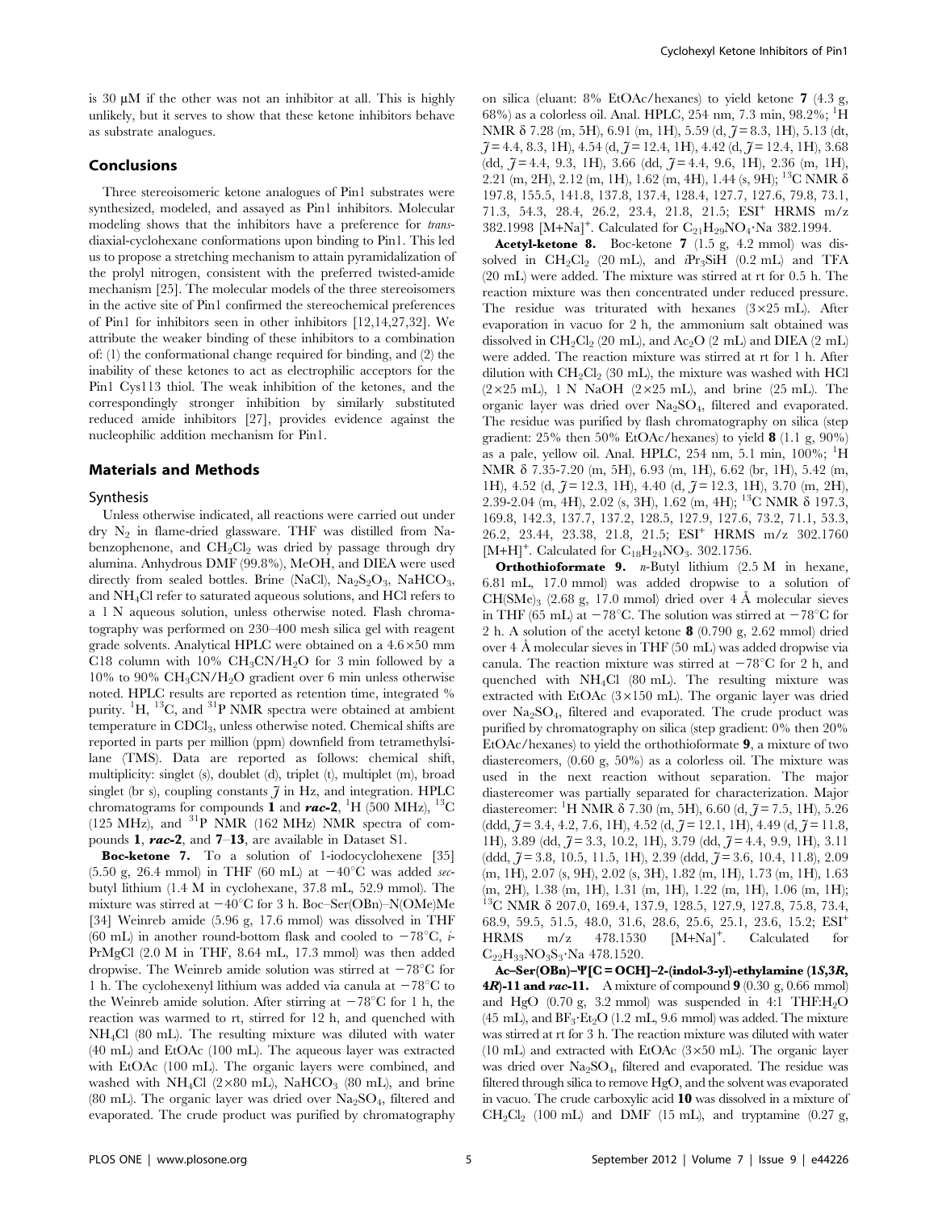is 30 μM if the other was not an inhibitor at all. This is highly unlikely, but it serves to show that these ketone inhibitors behave as substrate analogues.

## Conclusions

Three stereoisomeric ketone analogues of Pin1 substrates were synthesized, modeled, and assayed as Pin1 inhibitors. Molecular modeling shows that the inhibitors have a preference for *trans*-diaxial-cyclohexane conformations upon binding to Pin1. This led us to propose a stretching mechanism to attain pyramidalization of the prolyl nitrogen, consistent with the preferred twisted-amide mechanism [25]. The molecular models of the three stereoisomers in the active site of Pin1 confirmed the stereochemical preferences of Pin1 for inhibitors seen in other inhibitors [12,14,27,32]. We attribute the weaker binding of these inhibitors to a combination of: (1) the conformational change required for binding, and (2) the inability of these ketones to act as electrophilic acceptors for the Pin1 Cys113 thiol. The weak inhibition of the ketones, and the correspondingly stronger inhibition by similarly substituted reduced amide inhibitors [27], provides evidence against the nucleophilic addition mechanism for Pin1.

## Materials and Methods

### Synthesis

Unless otherwise indicated, all reactions were carried out under dry $N_2$ in flame-dried glassware. THF was distilled from Na-benzophenone, and $CH_2Cl_2$ was dried by passage through dry alumina. Anhydrous DMF (99.8%), MeOH, and DIEA were used directly from sealed bottles. Brine (NaCl), $Na_2S_2O_3$, $NaHCO_3$, and $NH_4Cl$ refer to saturated aqueous solutions, and HCl refers to a 1 N aqueous solution, unless otherwise noted. Flash chromatography was performed on 230–400 mesh silica gel with reagent grade solvents. Analytical HPLC were obtained on a 4.6×50 mm C18 column with 10% $CH_3CN/H_2O$ for 3 min followed by a 10% to 90% $CH_3CN/H_2O$ gradient over 6 min unless otherwise noted. HPLC results are reported as retention time, integrated % purity. $^1H$, $^{13}C$, and $^{31}P$ NMR spectra were obtained at ambient temperature in $CDCl_3$, unless otherwise noted. Chemical shifts are reported in parts per million (ppm) downfield from tetramethylsilane (TMS). Data are reported as follows: chemical shift, multiplicity: singlet (s), doublet (d), triplet (t), multiplet (m), broad singlet (br s), coupling constants *J* in Hz, and integration. HPLC chromatograms for compounds **1** and ***rac*-2**, $^1H$ (500 MHz), $^{13}C$ (125 MHz), and $^{31}P$ NMR (162 MHz) NMR spectra of compounds **1**, ***rac*-2**, and **7–13**, are available in Dataset S1.

**Boc-ketone 7.** To a solution of 1-iodocyclohexene [35] (5.50 g, 26.4 mmol) in THF (60 mL) at −40°C was added *sec*-butyl lithium (1.4 M in cyclohexane, 37.8 mL, 52.9 mmol). The mixture was stirred at −40°C for 3 h. Boc–Ser(OBn)–N(OMe)Me [34] Weinreb amide (5.96 g, 17.6 mmol) was dissolved in THF (60 mL) in another round-bottom flask and cooled to −78°C, *i*-PrMgCl (2.0 M in THF, 8.64 mL, 17.3 mmol) was then added dropwise. The Weinreb amide solution was stirred at −78°C for 1 h. The cyclohexenyl lithium was added via canula at −78°C to the Weinreb amide solution. After stirring at −78°C for 1 h, the reaction was warmed to rt, stirred for 12 h, and quenched with $NH_4Cl$ (80 mL). The resulting mixture was diluted with water (40 mL) and EtOAc (100 mL). The aqueous layer was extracted with EtOAc (100 mL). The organic layers were combined, and washed with $NH_4Cl$ (2×80 mL), $NaHCO_3$ (80 mL), and brine (80 mL). The organic layer was dried over $Na_2SO_4$, filtered and evaporated. The crude product was purified by chromatography on silica (eluant: 8% EtOAc/hexanes) to yield ketone **7** (4.3 g, 68%) as a colorless oil. Anal. HPLC, 254 nm, 7.3 min, 98.2%; $^1H$ NMR δ 7.28 (m, 5H), 6.91 (m, 1H), 5.59 (d, *J* = 8.3, 1H), 5.13 (dt, *J* = 4.4, 8.3, 1H), 4.54 (d, *J* = 12.4, 1H), 4.42 (d, *J* = 12.4, 1H), 3.68 (dd, *J* = 4.4, 9.3, 1H), 3.66 (dd, *J* = 4.4, 9.6, 1H), 2.36 (m, 1H), 2.21 (m, 2H), 2.12 (m, 1H), 1.62 (m, 4H), 1.44 (s, 9H); $^{13}C$ NMR δ 197.8, 155.5, 141.8, 137.8, 137.4, 128.4, 127.7, 127.6, 79.8, 73.1, 71.3, 54.3, 28.4, 26.2, 23.4, 21.8, 21.5; ESI$^+$ HRMS m/z 382.1998 [M+Na]$^+$. Calculated for $C_{21}H_{29}NO_4{\cdot}Na$ 382.1994.

**Acetyl-ketone 8.** Boc-ketone **7** (1.5 g, 4.2 mmol) was dissolved in $CH_2Cl_2$ (20 mL), and *i*$Pr_3SiH$ (0.2 mL) and TFA (20 mL) were added. The mixture was stirred at rt for 0.5 h. The reaction mixture was then concentrated under reduced pressure. The residue was triturated with hexanes (3×25 mL). After evaporation in vacuo for 2 h, the ammonium salt obtained was dissolved in $CH_2Cl_2$ (20 mL), and $Ac_2O$ (2 mL) and DIEA (2 mL) were added. The reaction mixture was stirred at rt for 1 h. After dilution with $CH_2Cl_2$ (30 mL), the mixture was washed with HCl (2×25 mL), 1 N NaOH (2×25 mL), and brine (25 mL). The organic layer was dried over $Na_2SO_4$, filtered and evaporated. The residue was purified by flash chromatography on silica (step gradient: 25% then 50% EtOAc/hexanes) to yield **8** (1.1 g, 90%) as a pale, yellow oil. Anal. HPLC, 254 nm, 5.1 min, 100%; $^1H$ NMR δ 7.35-7.20 (m, 5H), 6.93 (m, 1H), 6.62 (br, 1H), 5.42 (m, 1H), 4.52 (d, *J* = 12.3, 1H), 4.40 (d, *J* = 12.3, 1H), 3.70 (m, 2H), 2.39-2.04 (m, 4H), 2.02 (s, 3H), 1.62 (m, 4H); $^{13}C$ NMR δ 197.3, 169.8, 142.3, 137.7, 137.2, 128.5, 127.9, 127.6, 73.2, 71.1, 53.3, 26.2, 23.44, 23.38, 21.8, 21.5; ESI$^+$ HRMS m/z 302.1760 [M+H]$^+$. Calculated for $C_{18}H_{24}NO_3$. 302.1756.

**Orthothioformate 9.** *n*-Butyl lithium (2.5 M in hexane, 6.81 mL, 17.0 mmol) was added dropwise to a solution of $CH(SMe)_3$ (2.68 g, 17.0 mmol) dried over 4 Å molecular sieves in THF (65 mL) at −78°C. The solution was stirred at −78°C for 2 h. A solution of the acetyl ketone **8** (0.790 g, 2.62 mmol) dried over 4 Å molecular sieves in THF (50 mL) was added dropwise via canula. The reaction mixture was stirred at −78°C for 2 h, and quenched with $NH_4Cl$ (80 mL). The resulting mixture was extracted with EtOAc (3×150 mL). The organic layer was dried over $Na_2SO_4$, filtered and evaporated. The crude product was purified by chromatography on silica (step gradient: 0% then 20% EtOAc/hexanes) to yield the orthothioformate **9**, a mixture of two diastereomers, (0.60 g, 50%) as a colorless oil. The mixture was used in the next reaction without separation. The major diastereomer was partially separated for characterization. Major diastereomer: $^1H$ NMR δ 7.30 (m, 5H), 6.60 (d, *J* = 7.5, 1H), 5.26 (ddd, *J* = 3.4, 4.2, 7.6, 1H), 4.52 (d, *J* = 12.1, 1H), 4.49 (d, *J* = 11.8, 1H), 3.89 (dd, *J* = 3.3, 10.2, 1H), 3.79 (dd, *J* = 4.4, 9.9, 1H), 3.11 (ddd, *J* = 3.8, 10.5, 11.5, 1H), 2.39 (ddd, *J* = 3.6, 10.4, 11.8), 2.09 (m, 1H), 2.07 (s, 9H), 2.02 (s, 3H), 1.82 (m, 1H), 1.73 (m, 1H), 1.63 (m, 2H), 1.38 (m, 1H), 1.31 (m, 1H), 1.22 (m, 1H), 1.06 (m, 1H); $^{13}C$ NMR δ 207.0, 169.4, 137.9, 128.5, 127.9, 127.8, 75.8, 73.4, 68.9, 59.5, 51.5, 48.0, 31.6, 28.6, 25.6, 25.1, 23.6, 15.2; ESI$^+$ HRMS m/z 478.1530 [M+Na]$^+$. Calculated for $C_{22}H_{33}NO_3S_3{\cdot}Na$ 478.1520.

**Ac–Ser(OBn)–Ψ[C = OCH]–2-(indol-3-yl)-ethylamine (1*S*,3*R*, 4*R*)-11 and *rac*-11.** A mixture of compound **9** (0.30 g, 0.66 mmol) and HgO (0.70 g, 3.2 mmol) was suspended in 4:1 THF:$H_2O$ (45 mL), and $BF_3{\cdot}Et_2O$ (1.2 mL, 9.6 mmol) was added. The mixture was stirred at rt for 3 h. The reaction mixture was diluted with water (10 mL) and extracted with EtOAc (3×50 mL). The organic layer was dried over $Na_2SO_4$, filtered and evaporated. The residue was filtered through silica to remove HgO, and the solvent was evaporated in vacuo. The crude carboxylic acid **10** was dissolved in a mixture of $CH_2Cl_2$ (100 mL) and DMF (15 mL), and tryptamine (0.27 g,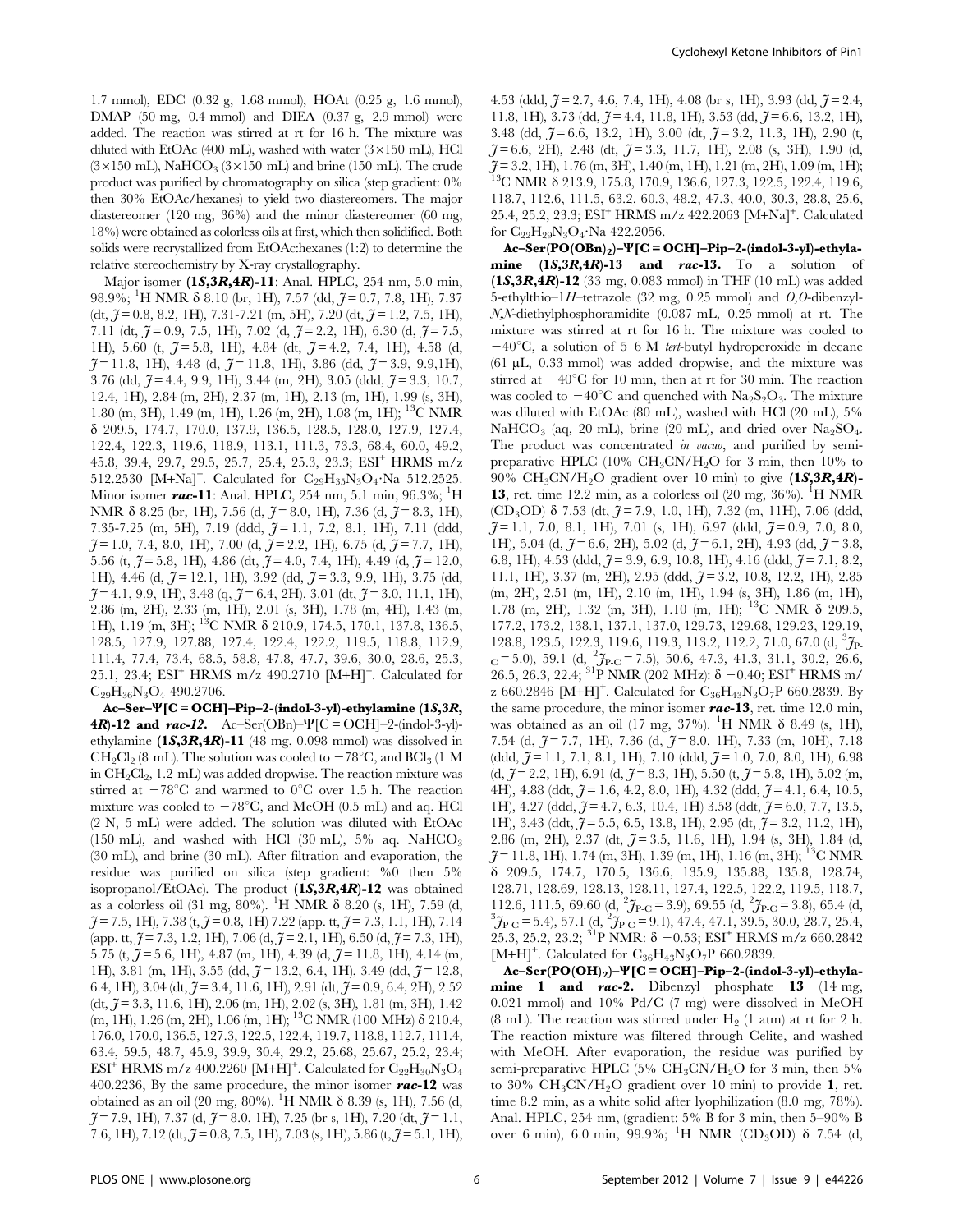1.7 mmol), EDC (0.32 g, 1.68 mmol), HOAt (0.25 g, 1.6 mmol), DMAP (50 mg, 0.4 mmol) and DIEA (0.37 g, 2.9 mmol) were added. The reaction was stirred at rt for 16 h. The mixture was diluted with EtOAc (400 mL), washed with water (3×150 mL), HCl (3×150 mL), $NaHCO_3$ (3×150 mL) and brine (150 mL). The crude product was purified by chromatography on silica (step gradient: 0% then 30% EtOAc/hexanes) to yield two diastereomers. The major diastereomer (120 mg, 36%) and the minor diastereomer (60 mg, 18%) were obtained as colorless oils at first, which then solidified. Both solids were recrystallized from EtOAc:hexanes (1:2) to determine the relative stereochemistry by X-ray crystallography.

Major isomer **(1*S*,3*R*,4*R*)-11**: Anal. HPLC, 254 nm, 5.0 min, 98.9%; $^1$H NMR δ 8.10 (br, 1H), 7.57 (dd, *J* = 0.7, 7.8, 1H), 7.37 (dt, *J* = 0.8, 8.2, 1H), 7.31-7.21 (m, 5H), 7.20 (dt, *J* = 1.2, 7.5, 1H), 7.11 (dt, *J* = 0.9, 7.5, 1H), 7.02 (d, *J* = 2.2, 1H), 6.30 (d, *J* = 7.5, 1H), 5.60 (t, *J* = 5.8, 1H), 4.84 (dt, *J* = 4.2, 7.4, 1H), 4.58 (d, *J* = 11.8, 1H), 4.48 (d, *J* = 11.8, 1H), 3.86 (dd, *J* = 3.9, 9.9,1H), 3.76 (dd, *J* = 4.4, 9.9, 1H), 3.44 (m, 2H), 3.05 (ddd, *J* = 3.3, 10.7, 12.4, 1H), 2.84 (m, 2H), 2.37 (m, 1H), 2.13 (m, 1H), 1.99 (s, 3H), 1.80 (m, 3H), 1.49 (m, 1H), 1.26 (m, 2H), 1.08 (m, 1H); $^{13}$C NMR δ 209.5, 174.7, 170.0, 137.9, 136.5, 128.5, 128.0, 127.9, 127.4, 122.4, 122.3, 119.6, 118.9, 113.1, 111.3, 73.3, 68.4, 60.0, 49.2, 45.8, 39.4, 29.7, 29.5, 25.7, 25.4, 25.3, 23.3; ESI$^+$ HRMS m/z 512.2530 [M+Na]$^+$. Calculated for $C_{29}H_{35}N_3O_4$·Na 512.2525. Minor isomer ***rac*-11**: Anal. HPLC, 254 nm, 5.1 min, 96.3%; $^1$H NMR δ 8.25 (br, 1H), 7.56 (d, *J* = 8.0, 1H), 7.36 (d, *J* = 8.3, 1H), 7.35-7.25 (m, 5H), 7.19 (ddd, *J* = 1.1, 7.2, 8.1, 1H), 7.11 (ddd, *J* = 1.0, 7.4, 8.0, 1H), 7.00 (d, *J* = 2.2, 1H), 6.75 (d, *J* = 7.7, 1H), 5.56 (t, *J* = 5.8, 1H), 4.86 (dt, *J* = 4.0, 7.4, 1H), 4.49 (d, *J* = 12.0, 1H), 4.46 (d, *J* = 12.1, 1H), 3.92 (dd, *J* = 3.3, 9.9, 1H), 3.75 (dd, *J* = 4.1, 9.9, 1H), 3.48 (q, *J* = 6.4, 2H), 3.01 (dt, *J* = 3.0, 11.1, 1H), 2.86 (m, 2H), 2.33 (m, 1H), 2.01 (s, 3H), 1.78 (m, 4H), 1.43 (m, 1H), 1.19 (m, 3H); $^{13}$C NMR δ 210.9, 174.5, 170.1, 137.8, 136.5, 128.5, 127.9, 127.88, 127.4, 122.4, 122.2, 119.5, 118.8, 112.9, 111.4, 77.4, 73.4, 68.5, 58.8, 47.8, 47.7, 39.6, 30.0, 28.6, 25.3, 25.1, 23.4; ESI$^+$ HRMS m/z 490.2710 [M+H]$^+$. Calculated for $C_{29}H_{36}N_3O_4$ 490.2706.

**Ac–Ser–Ψ[C = OCH]–Pip–2-(indol-3-yl)-ethylamine (1*S*,3*R*,4*R*)-12 and *rac*-12.** Ac–Ser(OBn)–Ψ[C = OCH]–2-(indol-3-yl)-ethylamine **(1*S*,3*R*,4*R*)-11** (48 mg, 0.098 mmol) was dissolved in $CH_2Cl_2$ (8 mL). The solution was cooled to −78°C, and $BCl_3$ (1 M in $CH_2Cl_2$, 1.2 mL) was added dropwise. The reaction mixture was stirred at −78°C and warmed to 0°C over 1.5 h. The reaction mixture was cooled to −78°C, and MeOH (0.5 mL) and aq. HCl (2 N, 5 mL) were added. The solution was diluted with EtOAc (150 mL), and washed with HCl (30 mL), 5% aq. $NaHCO_3$ (30 mL), and brine (30 mL). After filtration and evaporation, the residue was purified on silica (step gradient: %0 then 5% isopropanol/EtOAc). The product **(1*S*,3*R*,4*R*)-12** was obtained as a colorless oil (31 mg, 80%). $^1$H NMR δ 8.20 (s, 1H), 7.59 (d, *J* = 7.5, 1H), 7.38 (t, *J* = 0.8, 1H) 7.22 (app. tt, *J* = 7.3, 1.1, 1H), 7.14 (app. tt, *J* = 7.3, 1.2, 1H), 7.06 (d, *J* = 2.1, 1H), 6.50 (d, *J* = 7.3, 1H), 5.75 (t, *J* = 5.6, 1H), 4.87 (m, 1H), 4.39 (d, *J* = 11.8, 1H), 4.14 (m, 1H), 3.81 (m, 1H), 3.55 (dd, *J* = 13.2, 6.4, 1H), 3.49 (dd, *J* = 12.8, 6.4, 1H), 3.04 (dt, *J* = 3.4, 11.6, 1H), 2.91 (dt, *J* = 0.9, 6.4, 2H), 2.52 (dt, *J* = 3.3, 11.6, 1H), 2.06 (m, 1H), 2.02 (s, 3H), 1.81 (m, 3H), 1.42 (m, 1H), 1.26 (m, 2H), 1.06 (m, 1H); $^{13}$C NMR (100 MHz) δ 210.4, 176.0, 170.0, 136.5, 127.3, 122.5, 122.4, 119.7, 118.8, 112.7, 111.4, 63.4, 59.5, 48.7, 45.9, 39.9, 30.4, 29.2, 25.68, 25.67, 25.2, 23.4; ESI$^+$ HRMS m/z 400.2260 [M+H]$^+$. Calculated for $C_{22}H_{30}N_3O_4$ 400.2236, By the same procedure, the minor isomer ***rac*-12** was obtained as an oil (20 mg, 80%). $^1$H NMR δ 8.39 (s, 1H), 7.56 (d, *J* = 7.9, 1H), 7.37 (d, *J* = 8.0, 1H), 7.25 (br s, 1H), 7.20 (dt, *J* = 1.1, 7.6, 1H), 7.12 (dt, *J* = 0.8, 7.5, 1H), 7.03 (s, 1H), 5.86 (t, *J* = 5.1, 1H), 4.53 (ddd, *J* = 2.7, 4.6, 7.4, 1H), 4.08 (br s, 1H), 3.93 (dd, *J* = 2.4, 11.8, 1H), 3.73 (dd, *J* = 4.4, 11.8, 1H), 3.53 (dd, *J* = 6.6, 13.2, 1H), 3.48 (dd, *J* = 6.6, 13.2, 1H), 3.00 (dt, *J* = 3.2, 11.3, 1H), 2.90 (t, *J* = 6.6, 2H), 2.48 (dt, *J* = 3.3, 11.7, 1H), 2.08 (s, 3H), 1.90 (d, *J* = 3.2, 1H), 1.76 (m, 3H), 1.40 (m, 1H), 1.21 (m, 2H), 1.09 (m, 1H); $^{13}$C NMR δ 213.9, 175.8, 170.9, 136.6, 127.3, 122.5, 122.4, 119.6, 118.7, 112.6, 111.5, 63.2, 60.3, 48.2, 47.3, 40.0, 30.3, 28.8, 25.6, 25.4, 25.2, 23.3; ESI$^+$ HRMS m/z 422.2063 [M+Na]$^+$. Calculated for $C_{22}H_{29}N_3O_4$·Na 422.2056.

**Ac–Ser(PO(OBn)$_2$)–Ψ[C = OCH]–Pip–2-(indol-3-yl)-ethylamine (1*S*,3*R*,4*R*)-13 and *rac*-13.** To a solution of **(1*S*,3*R*,4*R*)-12** (33 mg, 0.083 mmol) in THF (10 mL) was added 5-ethylthio–1*H*–tetrazole (32 mg, 0.25 mmol) and *O*,*O*-dibenzyl-*N*,*N*-diethylphosphoramidite (0.087 mL, 0.25 mmol) at rt. The mixture was stirred at rt for 16 h. The mixture was cooled to −40°C, a solution of 5–6 M *tert*-butyl hydroperoxide in decane (61 µL, 0.33 mmol) was added dropwise, and the mixture was stirred at −40°C for 10 min, then at rt for 30 min. The reaction was cooled to −40°C and quenched with $Na_2S_2O_3$. The mixture was diluted with EtOAc (80 mL), washed with HCl (20 mL), 5% $NaHCO_3$ (aq, 20 mL), brine (20 mL), and dried over $Na_2SO_4$. The product was concentrated *in vacuo*, and purified by semi-preparative HPLC (10% $CH_3CN/H_2O$ for 3 min, then 10% to 90% $CH_3CN/H_2O$ gradient over 10 min) to give **(1*S*,3*R*,4*R*)-13**, ret. time 12.2 min, as a colorless oil (20 mg, 36%). $^1$H NMR ($CD_3OD$) δ 7.53 (dt, *J* = 7.9, 1.0, 1H), 7.32 (m, 11H), 7.06 (ddd, *J* = 1.1, 7.0, 8.1, 1H), 7.01 (s, 1H), 6.97 (ddd, *J* = 0.9, 7.0, 8.0, 1H), 5.04 (d, *J* = 6.6, 2H), 5.02 (d, *J* = 6.1, 2H), 4.93 (dd, *J* = 3.8, 6.8, 1H), 4.53 (ddd, *J* = 3.9, 6.9, 10.8, 1H), 4.16 (ddd, *J* = 7.1, 8.2, 11.1, 1H), 3.37 (m, 2H), 2.95 (ddd, *J* = 3.2, 10.8, 12.2, 1H), 2.85 (m, 2H), 2.51 (m, 1H), 2.10 (m, 1H), 1.94 (s, 3H), 1.86 (m, 1H), 1.78 (m, 2H), 1.32 (m, 3H), 1.10 (m, 1H); $^{13}$C NMR δ 209.5, 177.2, 173.2, 138.1, 137.1, 137.0, 129.73, 129.68, 129.23, 129.19, 128.8, 123.5, 122.3, 119.6, 119.3, 113.2, 112.2, 71.0, 67.0 (d, $^3J_{P-C}$ = 5.0), 59.1 (d, $^2J_{P-C}$ = 7.5), 50.6, 47.3, 41.3, 31.1, 30.2, 26.6, 26.5, 26.3, 22.4; $^{31}$P NMR (202 MHz): δ −0.40; ESI$^+$ HRMS m/z 660.2846 [M+H]$^+$. Calculated for $C_{36}H_{43}N_3O_7P$ 660.2839. By the same procedure, the minor isomer ***rac*-13**, ret. time 12.0 min, was obtained as an oil (17 mg, 37%). $^1$H NMR δ 8.49 (s, 1H), 7.54 (d, *J* = 7.7, 1H), 7.36 (d, *J* = 8.0, 1H), 7.33 (m, 10H), 7.18 (ddd, *J* = 1.1, 7.1, 8.1, 1H), 7.10 (ddd, *J* = 1.0, 7.0, 8.0, 1H), 6.98 (d, *J* = 2.2, 1H), 6.91 (d, *J* = 8.3, 1H), 5.50 (t, *J* = 5.8, 1H), 5.02 (m, 4H), 4.88 (ddt, *J* = 1.6, 4.2, 8.0, 1H), 4.32 (ddd, *J* = 4.1, 6.4, 10.5, 1H), 4.27 (ddd, *J* = 4.7, 6.3, 10.4, 1H) 3.58 (ddt, *J* = 6.0, 7.7, 13.5, 1H), 3.43 (ddt, *J* = 5.5, 6.5, 13.8, 1H), 2.95 (dt, *J* = 3.2, 11.2, 1H), 2.86 (m, 2H), 2.37 (dt, *J* = 3.5, 11.6, 1H), 1.94 (s, 3H), 1.84 (d, *J* = 11.8, 1H), 1.74 (m, 3H), 1.39 (m, 1H), 1.16 (m, 3H); $^{13}$C NMR δ 209.5, 174.7, 170.5, 136.6, 135.9, 135.88, 135.8, 128.74, 128.71, 128.69, 128.13, 128.11, 127.4, 122.5, 122.2, 119.5, 118.7, 112.6, 111.5, 69.60 (d, $^2J_{P-C}$ = 3.9), 69.55 (d, $^2J_{P-C}$ = 3.8), 65.4 (d, $^3J_{P-C}$ = 5.4), 57.1 (d, $^2J_{P-C}$ = 9.1), 47.4, 47.1, 39.5, 30.0, 28.7, 25.4, 25.3, 25.2, 23.2; $^{31}$P NMR: δ −0.53; ESI$^+$ HRMS m/z 660.2842 [M+H]$^+$. Calculated for $C_{36}H_{43}N_3O_7P$ 660.2839.

**Ac–Ser(PO(OH)$_2$)–Ψ[C = OCH]–Pip–2-(indol-3-yl)-ethylamine 1 and *rac*-2.** Dibenzyl phosphate **13** (14 mg, 0.021 mmol) and 10% Pd/C (7 mg) were dissolved in MeOH (8 mL). The reaction was stirred under $H_2$ (1 atm) at rt for 2 h. The reaction mixture was filtered through Celite, and washed with MeOH. After evaporation, the residue was purified by semi-preparative HPLC (5% $CH_3CN/H_2O$ for 3 min, then 5% to 30% $CH_3CN/H_2O$ gradient over 10 min) to provide **1**, ret. time 8.2 min, as a white solid after lyophilization (8.0 mg, 78%). Anal. HPLC, 254 nm, (gradient: 5% B for 3 min, then 5–90% B over 6 min), 6.0 min, 99.9%; $^1$H NMR ($CD_3OD$) δ 7.54 (d,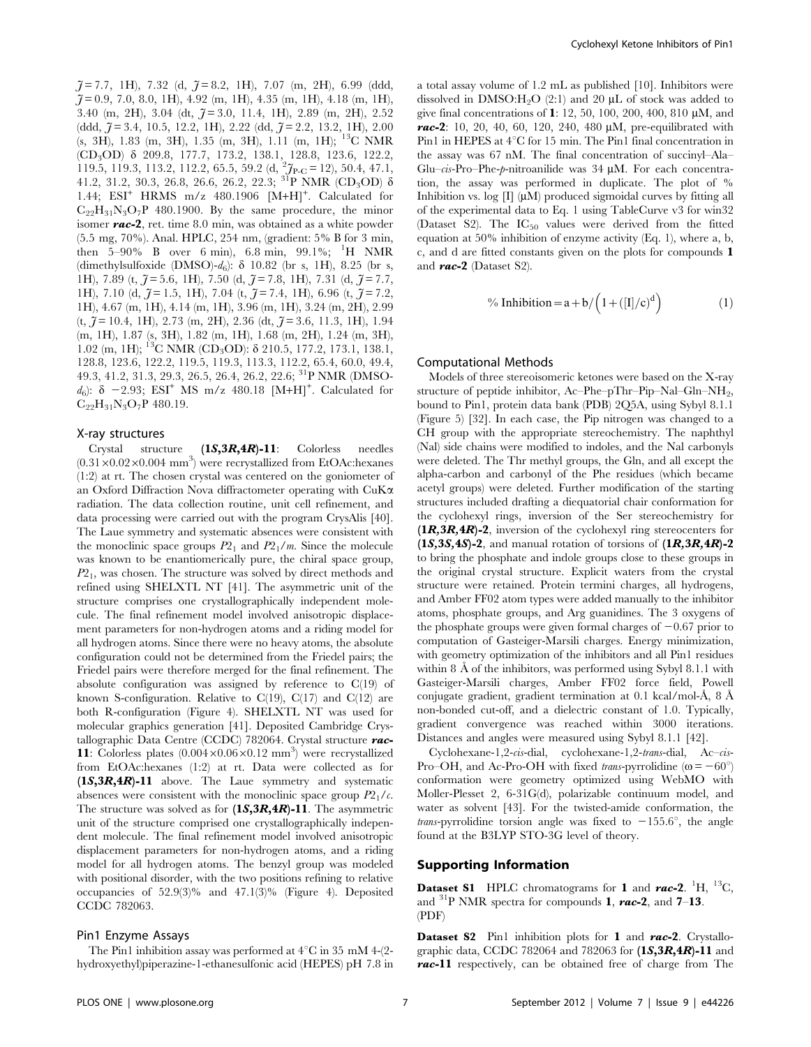$J$ = 7.7, 1H), 7.32 (d, $J$ = 8.2, 1H), 7.07 (m, 2H), 6.99 (ddd, $J$ = 0.9, 7.0, 8.0, 1H), 4.92 (m, 1H), 4.35 (m, 1H), 4.18 (m, 1H), 3.40 (m, 2H), 3.04 (dt, $J$ = 3.0, 11.4, 1H), 2.89 (m, 2H), 2.52 (ddd, $J$ = 3.4, 10.5, 12.2, 1H), 2.22 (dd, $J$ = 2.2, 13.2, 1H), 2.00 (s, 3H), 1.83 (m, 3H), 1.35 (m, 3H), 1.11 (m, 1H); $^{13}$C NMR ($CD_3OD$) δ 209.8, 177.7, 173.2, 138.1, 128.8, 123.6, 122.2, 119.5, 119.3, 113.2, 112.2, 65.5, 59.2 (d, $^{2}J_{P\text{-}C}$ = 12), 50.4, 47.1, 41.2, 31.2, 30.3, 26.8, 26.6, 26.2, 22.3; $^{31}$P NMR ($CD_3OD$) δ 1.44; ESI$^{+}$ HRMS m/z 480.1906 [M+H]$^{+}$. Calculated for $C_{22}H_{31}N_3O_7P$ 480.1900. By the same procedure, the minor isomer ***rac*-2**, ret. time 8.0 min, was obtained as a white powder (5.5 mg, 70%). Anal. HPLC, 254 nm, (gradient: 5% B for 3 min, then 5–90% B over 6 min), 6.8 min, 99.1%; $^{1}$H NMR (dimethylsulfoxide (DMSO)-$d_6$): δ 10.82 (br s, 1H), 8.25 (br s, 1H), 7.89 (t, $J$ = 5.6, 1H), 7.50 (d, $J$ = 7.8, 1H), 7.31 (d, $J$ = 7.7, 1H), 7.10 (d, $J$ = 1.5, 1H), 7.04 (t, $J$ = 7.4, 1H), 6.96 (t, $J$ = 7.2, 1H), 4.67 (m, 1H), 4.14 (m, 1H), 3.96 (m, 1H), 3.24 (m, 2H), 2.99 (t, $J$ = 10.4, 1H), 2.73 (m, 2H), 2.36 (dt, $J$ = 3.6, 11.3, 1H), 1.94 (m, 1H), 1.87 (s, 3H), 1.82 (m, 1H), 1.68 (m, 2H), 1.24 (m, 3H), 1.02 (m, 1H); $^{13}$C NMR ($CD_3OD$): δ 210.5, 177.2, 173.1, 138.1, 128.8, 123.6, 122.2, 119.5, 119.3, 113.3, 112.2, 65.4, 60.0, 49.4, 49.3, 41.2, 31.3, 29.3, 26.5, 26.4, 26.2, 22.6; $^{31}$P NMR (DMSO-$d_6$): δ −2.93; ESI$^{+}$ MS m/z 480.18 [M+H]$^{+}$. Calculated for $C_{22}H_{31}N_3O_7P$ 480.19.

### X-ray structures

Crystal structure **(1*S*,3*R*,4*R*)-11**: Colorless needles (0.31×0.02×0.004 mm$^3$) were recrystallized from EtOAc:hexanes (1:2) at rt. The chosen crystal was centered on the goniometer of an Oxford Diffraction Nova diffractometer operating with CuKα radiation. The data collection routine, unit cell refinement, and data processing were carried out with the program CrysAlis [40]. The Laue symmetry and systematic absences were consistent with the monoclinic space groups $P2_1$ and $P2_1/m$. Since the molecule was known to be enantiomerically pure, the chiral space group, $P2_1$, was chosen. The structure was solved by direct methods and refined using SHELXTL NT [41]. The asymmetric unit of the structure comprises one crystallographically independent molecule. The final refinement model involved anisotropic displacement parameters for non-hydrogen atoms and a riding model for all hydrogen atoms. Since there were no heavy atoms, the absolute configuration could not be determined from the Friedel pairs; the Friedel pairs were therefore merged for the final refinement. The absolute configuration was assigned by reference to C(19) of known S-configuration. Relative to C(19), C(17) and C(12) are both R-configuration (Figure 4). SHELXTL NT was used for molecular graphics generation [41]. Deposited Cambridge Crystallographic Data Centre (CCDC) 782064. Crystal structure ***rac*-11**: Colorless plates (0.004×0.06×0.12 mm$^3$) were recrystallized from EtOAc:hexanes (1:2) at rt. Data were collected as for **(1*S*,3*R*,4*R*)-11** above. The Laue symmetry and systematic absences were consistent with the monoclinic space group $P2_1/c$. The structure was solved as for **(1*S*,3*R*,4*R*)-11**. The asymmetric unit of the structure comprised one crystallographically independent molecule. The final refinement model involved anisotropic displacement parameters for non-hydrogen atoms, and a riding model for all hydrogen atoms. The benzyl group was modeled with positional disorder, with the two positions refining to relative occupancies of 52.9(3)% and 47.1(3)% (Figure 4). Deposited CCDC 782063.

### Pin1 Enzyme Assays

The Pin1 inhibition assay was performed at 4°C in 35 mM 4-(2-hydroxyethyl)piperazine-1-ethanesulfonic acid (HEPES) pH 7.8 in a total assay volume of 1.2 mL as published [10]. Inhibitors were dissolved in DMSO:$H_2O$ (2:1) and 20 μL of stock was added to give final concentrations of **1**: 12, 50, 100, 200, 400, 810 μM, and ***rac*-2**: 10, 20, 40, 60, 120, 240, 480 μM, pre-equilibrated with Pin1 in HEPES at 4°C for 15 min. The Pin1 final concentration in the assay was 67 nM. The final concentration of succinyl–Ala–Glu–*cis*-Pro–Phe-*p*-nitroanilide was 34 μM. For each concentration, the assay was performed in duplicate. The plot of % Inhibition vs. log [I] (μM) produced sigmoidal curves by fitting all of the experimental data to Eq. 1 using TableCurve v3 for win32 (Dataset S2). The $IC_{50}$ values were derived from the fitted equation at 50% inhibition of enzyme activity (Eq. 1), where a, b, c, and d are fitted constants given on the plots for compounds **1** and ***rac*-2** (Dataset S2).

$$\% \text{ Inhibition} = a + b/\left(1 + ([I]/c)^d\right) \qquad (1)$$

### Computational Methods

Models of three stereoisomeric ketones were based on the X-ray structure of peptide inhibitor, Ac–Phe–pThr–Pip–Nal–Gln–$NH_2$, bound to Pin1, protein data bank (PDB) 2Q5A, using Sybyl 8.1.1 (Figure 5) [32]. In each case, the Pip nitrogen was changed to a CH group with the appropriate stereochemistry. The naphthyl (Nal) side chains were modified to indoles, and the Nal carbonyls were deleted. The Thr methyl groups, the Gln, and all except the alpha-carbon and carbonyl of the Phe residues (which became acetyl groups) were deleted. Further modification of the starting structures included drafting a diequatorial chair conformation for the cyclohexyl rings, inversion of the Ser stereochemistry for **(1*R*,3*R*,4*R*)-2**, inversion of the cyclohexyl ring stereocenters for **(1*S*,3*S*,4*S*)-2**, and manual rotation of torsions of **(1*R*,3*R*,4*R*)-2** to bring the phosphate and indole groups close to these groups in the original crystal structure. Explicit waters from the crystal structure were retained. Protein termini charges, all hydrogens, and Amber FF02 atom types were added manually to the inhibitor atoms, phosphate groups, and Arg guanidines. The 3 oxygens of the phosphate groups were given formal charges of −0.67 prior to computation of Gasteiger-Marsili charges. Energy minimization, with geometry optimization of the inhibitors and all Pin1 residues within 8 Å of the inhibitors, was performed using Sybyl 8.1.1 with Gasteiger-Marsili charges, Amber FF02 force field, Powell conjugate gradient, gradient termination at 0.1 kcal/mol-Å, 8 Å non-bonded cut-off, and a dielectric constant of 1.0. Typically, gradient convergence was reached within 3000 iterations. Distances and angles were measured using Sybyl 8.1.1 [42].

Cyclohexane-1,2-*cis*-dial, cyclohexane-1,2-*trans*-dial, Ac–*cis*-Pro–OH, and Ac-Pro-OH with fixed *trans*-pyrrolidine (ω = −60°) conformation were geometry optimized using WebMO with Moller-Plesset 2, 6-31G(d), polarizable continuum model, and water as solvent [43]. For the twisted-amide conformation, the *trans*-pyrrolidine torsion angle was fixed to −155.6°, the angle found at the B3LYP STO-3G level of theory.

## Supporting Information

**Dataset S1** HPLC chromatograms for **1** and ***rac*-2**. $^{1}$H, $^{13}$C, and $^{31}$P NMR spectra for compounds **1**, ***rac*-2**, and **7–13**. (PDF)

**Dataset S2** Pin1 inhibition plots for **1** and ***rac*-2**. Crystallographic data, CCDC 782064 and 782063 for **(1*S*,3*R*,4*R*)-11** and ***rac*-11** respectively, can be obtained free of charge from The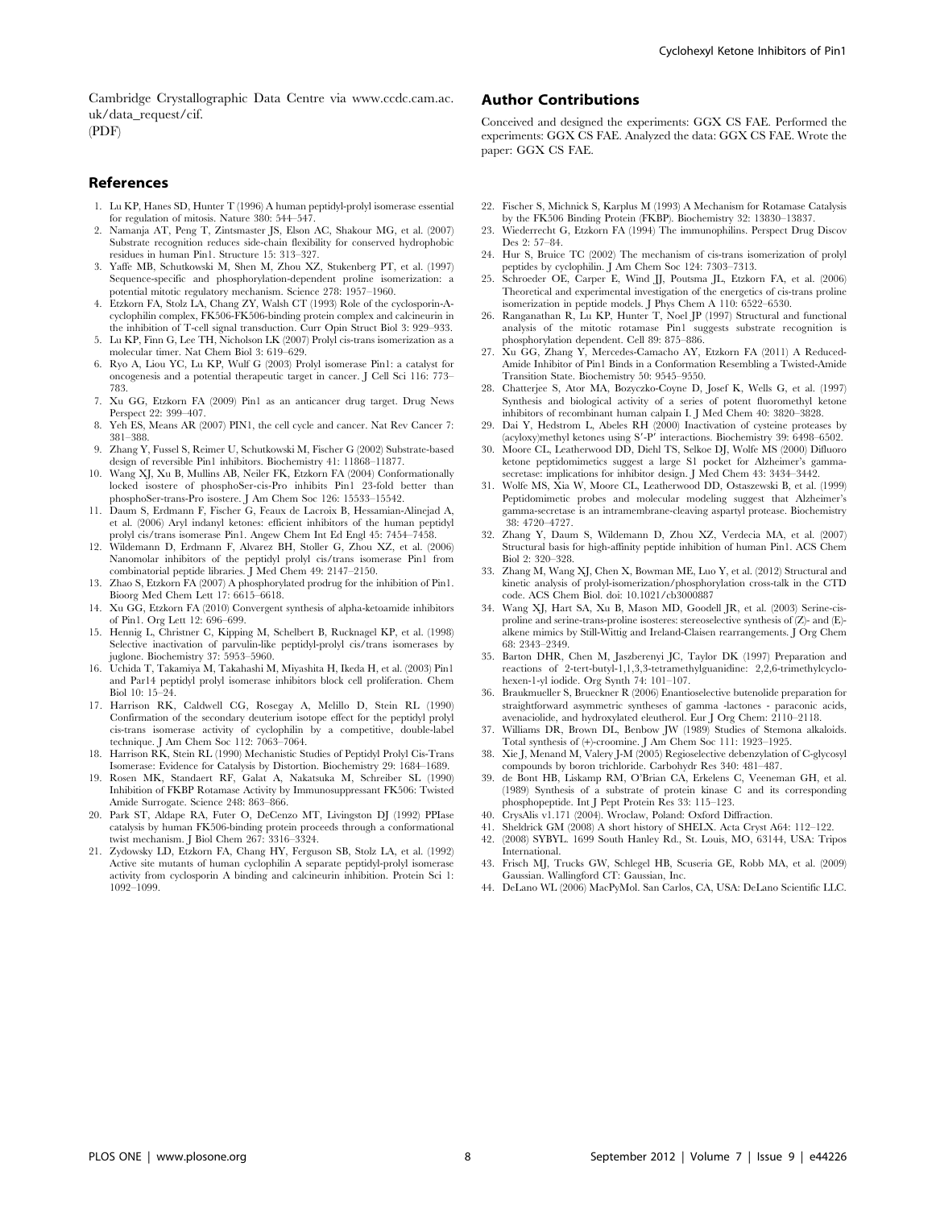Cambridge Crystallographic Data Centre via www.ccdc.cam.ac.uk/data_request/cif.
(PDF)

## References

1. Lu KP, Hanes SD, Hunter T (1996) A human peptidyl-prolyl isomerase essential for regulation of mitosis. Nature 380: 544–547.
2. Namanja AT, Peng T, Zintsmaster JS, Elson AC, Shakour MG, et al. (2007) Substrate recognition reduces side-chain flexibility for conserved hydrophobic residues in human Pin1. Structure 15: 313–327.
3. Yaffe MB, Schutkowski M, Shen M, Zhou XZ, Stukenberg PT, et al. (1997) Sequence-specific and phosphorylation-dependent proline isomerization: a potential mitotic regulatory mechanism. Science 278: 1957–1960.
4. Etzkorn FA, Stolz LA, Chang ZY, Walsh CT (1993) Role of the cyclosporin-A-cyclophilin complex, FK506-FK506-binding protein complex and calcineurin in the inhibition of T-cell signal transduction. Curr Opin Struct Biol 3: 929–933.
5. Lu KP, Finn G, Lee TH, Nicholson LK (2007) Prolyl cis-trans isomerization as a molecular timer. Nat Chem Biol 3: 619–629.
6. Ryo A, Liou YC, Lu KP, Wulf G (2003) Prolyl isomerase Pin1: a catalyst for oncogenesis and a potential therapeutic target in cancer. J Cell Sci 116: 773–783.
7. Xu GG, Etzkorn FA (2009) Pin1 as an anticancer drug target. Drug News Perspect 22: 399–407.
8. Yeh ES, Means AR (2007) PIN1, the cell cycle and cancer. Nat Rev Cancer 7: 381–388.
9. Zhang Y, Fussel S, Reimer U, Schutkowski M, Fischer G (2002) Substrate-based design of reversible Pin1 inhibitors. Biochemistry 41: 11868–11877.
10. Wang XJ, Xu B, Mullins AB, Neiler FK, Etzkorn FA (2004) Conformationally locked isostere of phosphoSer-cis-Pro inhibits Pin1 23-fold better than phosphoSer-trans-Pro isostere. J Am Chem Soc 126: 15533–15542.
11. Daum S, Erdmann F, Fischer G, Feaux de Lacroix B, Hessamian-Alinejad A, et al. (2006) Aryl indanyl ketones: efficient inhibitors of the human peptidyl prolyl cis/trans isomerase Pin1. Angew Chem Int Ed Engl 45: 7454–7458.
12. Wildemann D, Erdmann F, Alvarez BH, Stoller G, Zhou XZ, et al. (2006) Nanomolar inhibitors of the peptidyl prolyl cis/trans isomerase Pin1 from combinatorial peptide libraries. J Med Chem 49: 2147–2150.
13. Zhao S, Etzkorn FA (2007) A phosphorylated prodrug for the inhibition of Pin1. Bioorg Med Chem Lett 17: 6615–6618.
14. Xu GG, Etzkorn FA (2010) Convergent synthesis of alpha-ketoamide inhibitors of Pin1. Org Lett 12: 696–699.
15. Hennig L, Christner C, Kipping M, Schelbert B, Rucknagel KP, et al. (1998) Selective inactivation of parvulin-like peptidyl-prolyl cis/trans isomerases by juglone. Biochemistry 37: 5953–5960.
16. Uchida T, Takamiya M, Takahashi M, Miyashita H, Ikeda H, et al. (2003) Pin1 and Par14 peptidyl prolyl isomerase inhibitors block cell proliferation. Chem Biol 10: 15–24.
17. Harrison RK, Caldwell CG, Rosegay A, Melillo D, Stein RL (1990) Confirmation of the secondary deuterium isotope effect for the peptidyl prolyl cis-trans isomerase activity of cyclophilin by a competitive, double-label technique. J Am Chem Soc 112: 7063–7064.
18. Harrison RK, Stein RL (1990) Mechanistic Studies of Peptidyl Prolyl Cis-Trans Isomerase: Evidence for Catalysis by Distortion. Biochemistry 29: 1684–1689.
19. Rosen MK, Standaert RF, Galat A, Nakatsuka M, Schreiber SL (1990) Inhibition of FKBP Rotamase Activity by Immunosuppressant FK506: Twisted Amide Surrogate. Science 248: 863–866.
20. Park ST, Aldape RA, Futer O, DeCenzo MT, Livingston DJ (1992) PPIase catalysis by human FK506-binding protein proceeds through a conformational twist mechanism. J Biol Chem 267: 3316–3324.
21. Zydowsky LD, Etzkorn FA, Chang HY, Ferguson SB, Stolz LA, et al. (1992) Active site mutants of human cyclophilin A separate peptidyl-prolyl isomerase activity from cyclosporin A binding and calcineurin inhibition. Protein Sci 1: 1092–1099.
22. Fischer S, Michnick S, Karplus M (1993) A Mechanism for Rotamase Catalysis by the FK506 Binding Protein (FKBP). Biochemistry 32: 13830–13837.
23. Wiederrecht G, Etzkorn FA (1994) The immunophilins. Perspect Drug Discov Des 2: 57–84.
24. Hur S, Bruice TC (2002) The mechanism of cis-trans isomerization of prolyl peptides by cyclophilin. J Am Chem Soc 124: 7303–7313.
25. Schroeder OE, Carper E, Wind JJ, Poutsma JL, Etzkorn FA, et al. (2006) Theoretical and experimental investigation of the energetics of cis-trans proline isomerization in peptide models. J Phys Chem A 110: 6522–6530.
26. Ranganathan R, Lu KP, Hunter T, Noel JP (1997) Structural and functional analysis of the mitotic rotamase Pin1 suggests substrate recognition is phosphorylation dependent. Cell 89: 875–886.
27. Xu GG, Zhang Y, Mercedes-Camacho AY, Etzkorn FA (2011) A Reduced-Amide Inhibitor of Pin1 Binds in a Conformation Resembling a Twisted-Amide Transition State. Biochemistry 50: 9545–9550.
28. Chatterjee S, Ator MA, Bozyczko-Coyne D, Josef K, Wells G, et al. (1997) Synthesis and biological activity of a series of potent fluoromethyl ketone inhibitors of recombinant human calpain I. J Med Chem 40: 3820–3828.
29. Dai Y, Hedstrom L, Abeles RH (2000) Inactivation of cysteine proteases by (acyloxy)methyl ketones using S′-P′ interactions. Biochemistry 39: 6498–6502.
30. Moore CL, Leatherwood DD, Diehl TS, Selkoe DJ, Wolfe MS (2000) Difluoro ketone peptidomimetics suggest a large S1 pocket for Alzheimer's gamma-secretase: implications for inhibitor design. J Med Chem 43: 3434–3442.
31. Wolfe MS, Xia W, Moore CL, Leatherwood DD, Ostaszewski B, et al. (1999) Peptidomimetic probes and molecular modeling suggest that Alzheimer's gamma-secretase is an intramembrane-cleaving aspartyl protease. Biochemistry 38: 4720–4727.
32. Zhang Y, Daum S, Wildemann D, Zhou XZ, Verdecia MA, et al. (2007) Structural basis for high-affinity peptide inhibition of human Pin1. ACS Chem Biol 2: 320–328.
33. Zhang M, Wang XJ, Chen X, Bowman ME, Luo Y, et al. (2012) Structural and kinetic analysis of prolyl-isomerization/phosphorylation cross-talk in the CTD code. ACS Chem Biol. doi: 10.1021/cb3000887
34. Wang XJ, Hart SA, Xu B, Mason MD, Goodell JR, et al. (2003) Serine-cis-proline and serine-trans-proline isosteres: stereoselective synthesis of (Z)- and (E)-alkene mimics by Still-Wittig and Ireland-Claisen rearrangements. J Org Chem 68: 2343–2349.
35. Barton DHR, Chen M, Jaszberenyi JC, Taylor DK (1997) Preparation and reactions of 2-tert-butyl-1,1,3,3-tetramethylguanidine: 2,2,6-trimethylcyclohexen-1-yl iodide. Org Synth 74: 101–107.
36. Braukmueller S, Brueckner R (2006) Enantioselective butenolide preparation for straightforward asymmetric syntheses of gamma -lactones - paraconic acids, avenaciolide, and hydroxylated eleutherol. Eur J Org Chem: 2110–2118.
37. Williams DR, Brown DL, Benbow JW (1989) Studies of Stemona alkaloids. Total synthesis of (+)-croomine. J Am Chem Soc 111: 1923–1925.
38. Xie J, Menand M, Valery J-M (2005) Regioselective debenzylation of C-glycosyl compounds by boron trichloride. Carbohydr Res 340: 481–487.
39. de Bont HB, Liskamp RM, O'Brian CA, Erkelens C, Veeneman GH, et al. (1989) Synthesis of a substrate of protein kinase C and its corresponding phosphopeptide. Int J Pept Protein Res 33: 115–123.
40. CrysAlis v1.171 (2004). Wroclaw, Poland: Oxford Diffraction.
41. Sheldrick GM (2008) A short history of SHELX. Acta Cryst A64: 112–122.
42. (2008) SYBYL. 1699 South Hanley Rd., St. Louis, MO, 63144, USA: Tripos International.
43. Frisch MJ, Trucks GW, Schlegel HB, Scuseria GE, Robb MA, et al. (2009) Gaussian. Wallingford CT: Gaussian, Inc.
44. DeLano WL (2006) MacPyMol. San Carlos, CA, USA: DeLano Scientific LLC.

## Author Contributions

Conceived and designed the experiments: GGX CS FAE. Performed the experiments: GGX CS FAE. Analyzed the data: GGX CS FAE. Wrote the paper: GGX CS FAE.